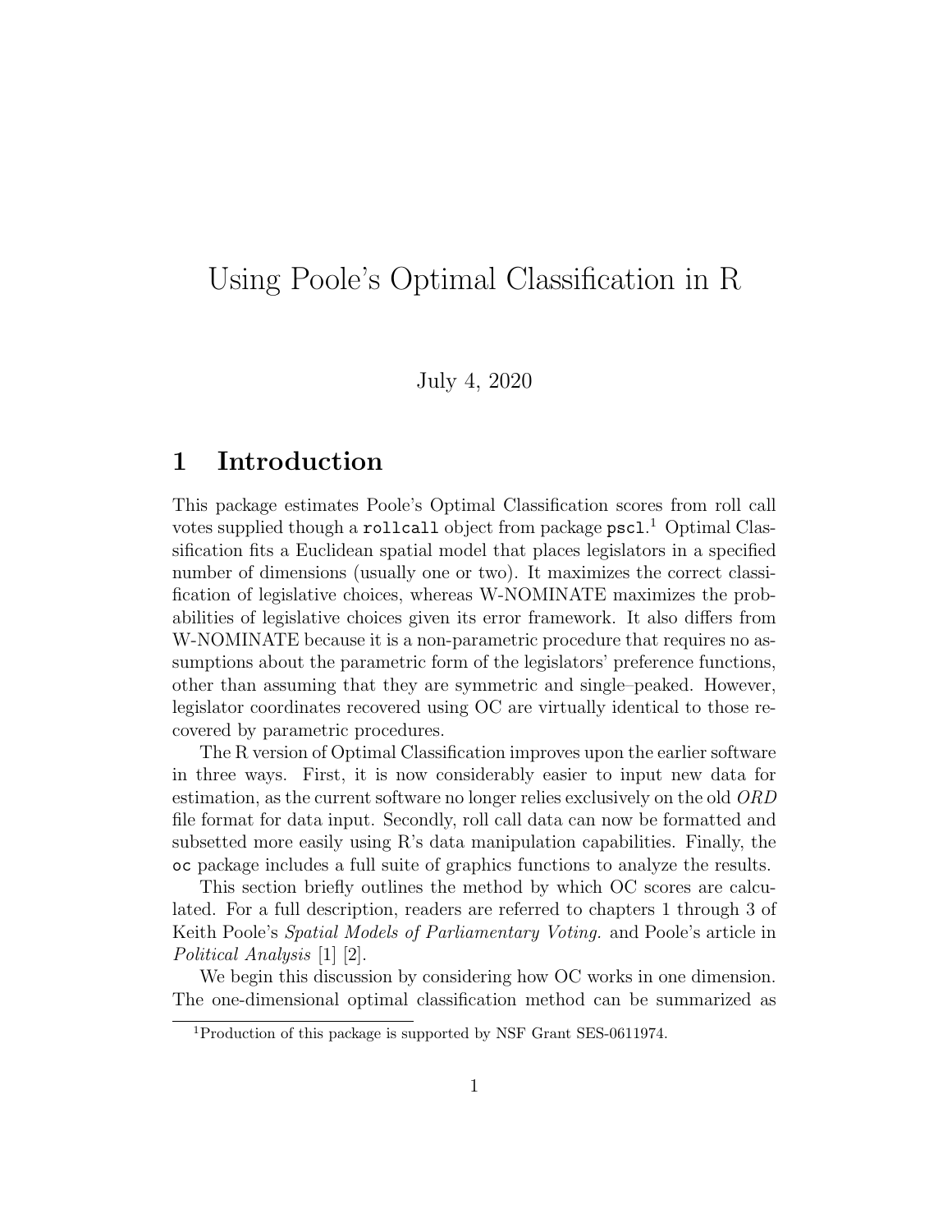# Using Poole's Optimal Classification in R

July 4, 2020

## 1 Introduction

This package estimates Poole's Optimal Classification scores from roll call votes supplied though a `rollcall` object from package `pscl`.[1] Optimal Classification fits a Euclidean spatial model that places legislators in a specified number of dimensions (usually one or two). It maximizes the correct classification of legislative choices, whereas W-NOMINATE maximizes the probabilities of legislative choices given its error framework. It also differs from W-NOMINATE because it is a non-parametric procedure that requires no assumptions about the parametric form of the legislators' preference functions, other than assuming that they are symmetric and single–peaked. However, legislator coordinates recovered using OC are virtually identical to those recovered by parametric procedures.

The R version of Optimal Classification improves upon the earlier software in three ways. First, it is now considerably easier to input new data for estimation, as the current software no longer relies exclusively on the old *ORD* file format for data input. Secondly, roll call data can now be formatted and subsetted more easily using R's data manipulation capabilities. Finally, the `oc` package includes a full suite of graphics functions to analyze the results.

This section briefly outlines the method by which OC scores are calculated. For a full description, readers are referred to chapters 1 through 3 of Keith Poole's *Spatial Models of Parliamentary Voting.* and Poole's article in *Political Analysis* [1] [2].

We begin this discussion by considering how OC works in one dimension. The one-dimensional optimal classification method can be summarized as

[1] Production of this package is supported by NSF Grant SES-0611974.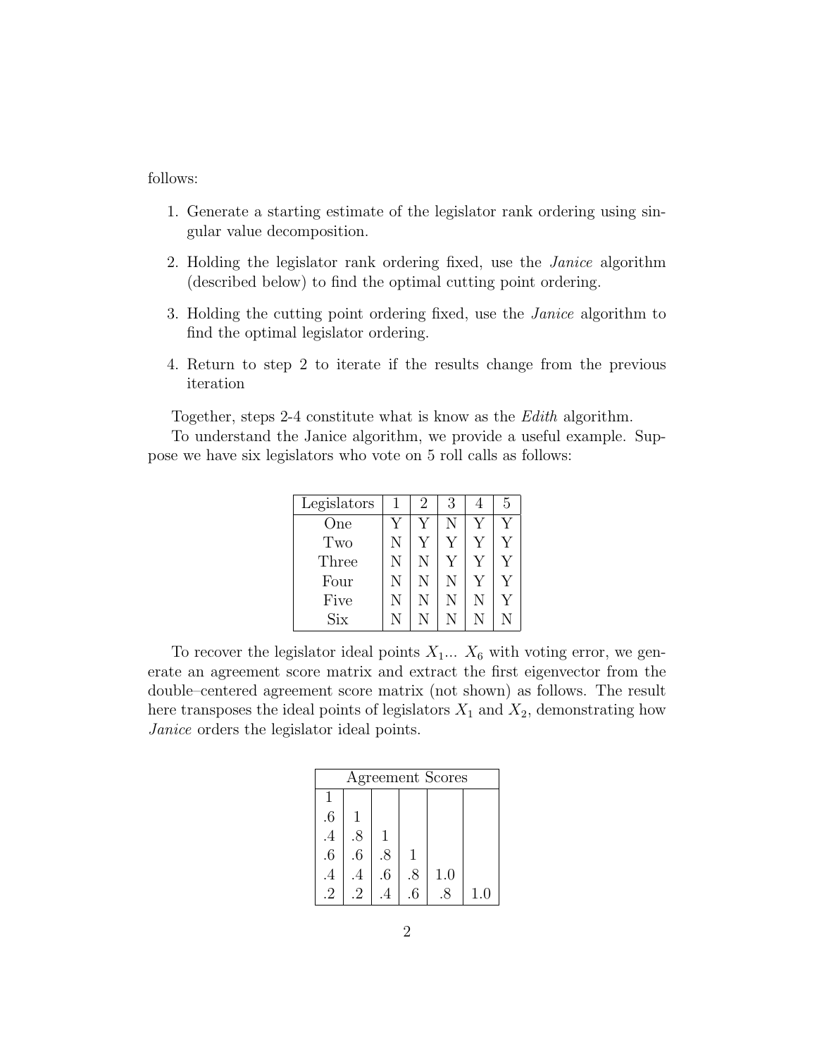follows:

1. Generate a starting estimate of the legislator rank ordering using singular value decomposition.
2. Holding the legislator rank ordering fixed, use the *Janice* algorithm (described below) to find the optimal cutting point ordering.
3. Holding the cutting point ordering fixed, use the *Janice* algorithm to find the optimal legislator ordering.
4. Return to step 2 to iterate if the results change from the previous iteration

Together, steps 2-4 constitute what is know as the *Edith* algorithm.

To understand the Janice algorithm, we provide a useful example. Suppose we have six legislators who vote on 5 roll calls as follows:

| Legislators | 1 | 2 | 3 | 4 | 5 |
|---|---|---|---|---|---|
| One | Y | Y | N | Y | Y |
| Two | N | Y | Y | Y | Y |
| Three | N | N | Y | Y | Y |
| Four | N | N | N | Y | Y |
| Five | N | N | N | N | Y |
| Six | N | N | N | N | N |

To recover the legislator ideal points $X_1$... $X_6$ with voting error, we generate an agreement score matrix and extract the first eigenvector from the double–centered agreement score matrix (not shown) as follows. The result here transposes the ideal points of legislators $X_1$ and $X_2$, demonstrating how *Janice* orders the legislator ideal points.

| Agreement Scores | | | | | |
|---|---|---|---|---|---|
| 1 | | | | | |
| .6 | 1 | | | | |
| .4 | .8 | 1 | | | |
| .6 | .6 | .8 | 1 | | |
| .4 | .4 | .6 | .8 | 1.0 | |
| .2 | .2 | .4 | .6 | .8 | 1.0 |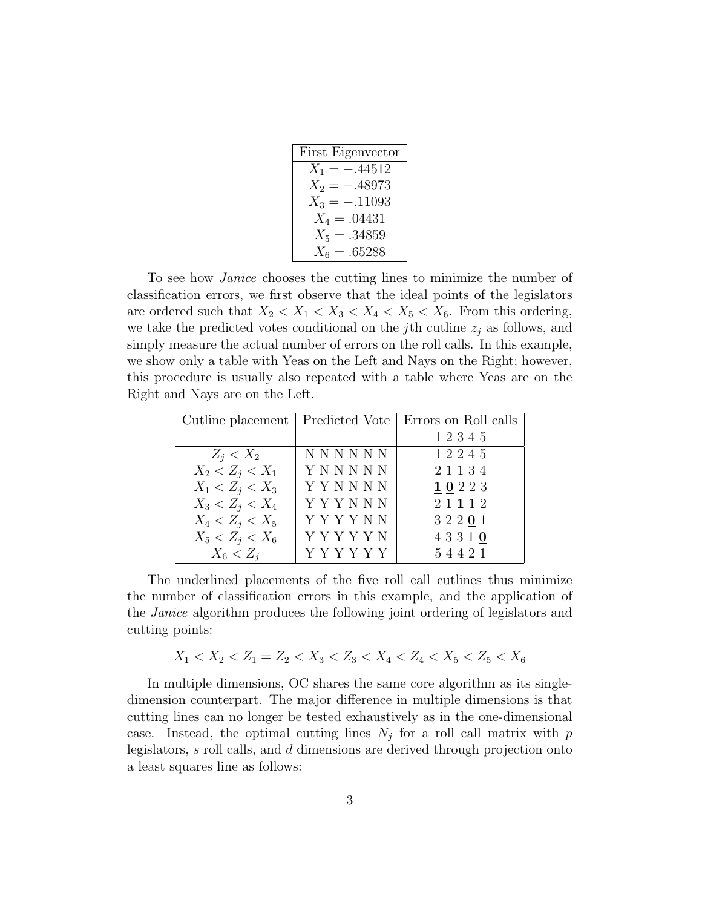| First Eigenvector |
|---|
| $X_1 = -.44512$ |
| $X_2 = -.48973$ |
| $X_3 = -.11093$ |
| $X_4 = .04431$ |
| $X_5 = .34859$ |
| $X_6 = .65288$ |

To see how *Janice* chooses the cutting lines to minimize the number of classification errors, we first observe that the ideal points of the legislators are ordered such that $X_2 < X_1 < X_3 < X_4 < X_5 < X_6$. From this ordering, we take the predicted votes conditional on the $j$th cutline $z_j$ as follows, and simply measure the actual number of errors on the roll calls. In this example, we show only a table with Yeas on the Left and Nays on the Right; however, this procedure is usually also repeated with a table where Yeas are on the Right and Nays are on the Left.

| Cutline placement | Predicted Vote | Errors on Roll calls |
|---|---|---|
| | | 1 2 3 4 5 |
| $Z_j < X_2$ | N N N N N N | 1 2 2 4 5 |
| $X_2 < Z_j < X_1$ | Y N N N N N | 2 1 1 3 4 |
| $X_1 < Z_j < X_3$ | Y Y N N N N | **1** **0** 2 2 3 |
| $X_3 < Z_j < X_4$ | Y Y Y N N N | 2 1 **1** 1 2 |
| $X_4 < Z_j < X_5$ | Y Y Y Y N N | 3 2 2 **0** 1 |
| $X_5 < Z_j < X_6$ | Y Y Y Y Y N | 4 3 3 1 **0** |
| $X_6 < Z_j$ | Y Y Y Y Y Y | 5 4 4 2 1 |

The underlined placements of the five roll call cutlines thus minimize the number of classification errors in this example, and the application of the *Janice* algorithm produces the following joint ordering of legislators and cutting points:

$$X_1 < X_2 < Z_1 = Z_2 < X_3 < Z_3 < X_4 < Z_4 < X_5 < Z_5 < X_6$$

In multiple dimensions, OC shares the same core algorithm as its single-dimension counterpart. The major difference in multiple dimensions is that cutting lines can no longer be tested exhaustively as in the one-dimensional case. Instead, the optimal cutting lines $N_j$ for a roll call matrix with $p$ legislators, $s$ roll calls, and $d$ dimensions are derived through projection onto a least squares line as follows: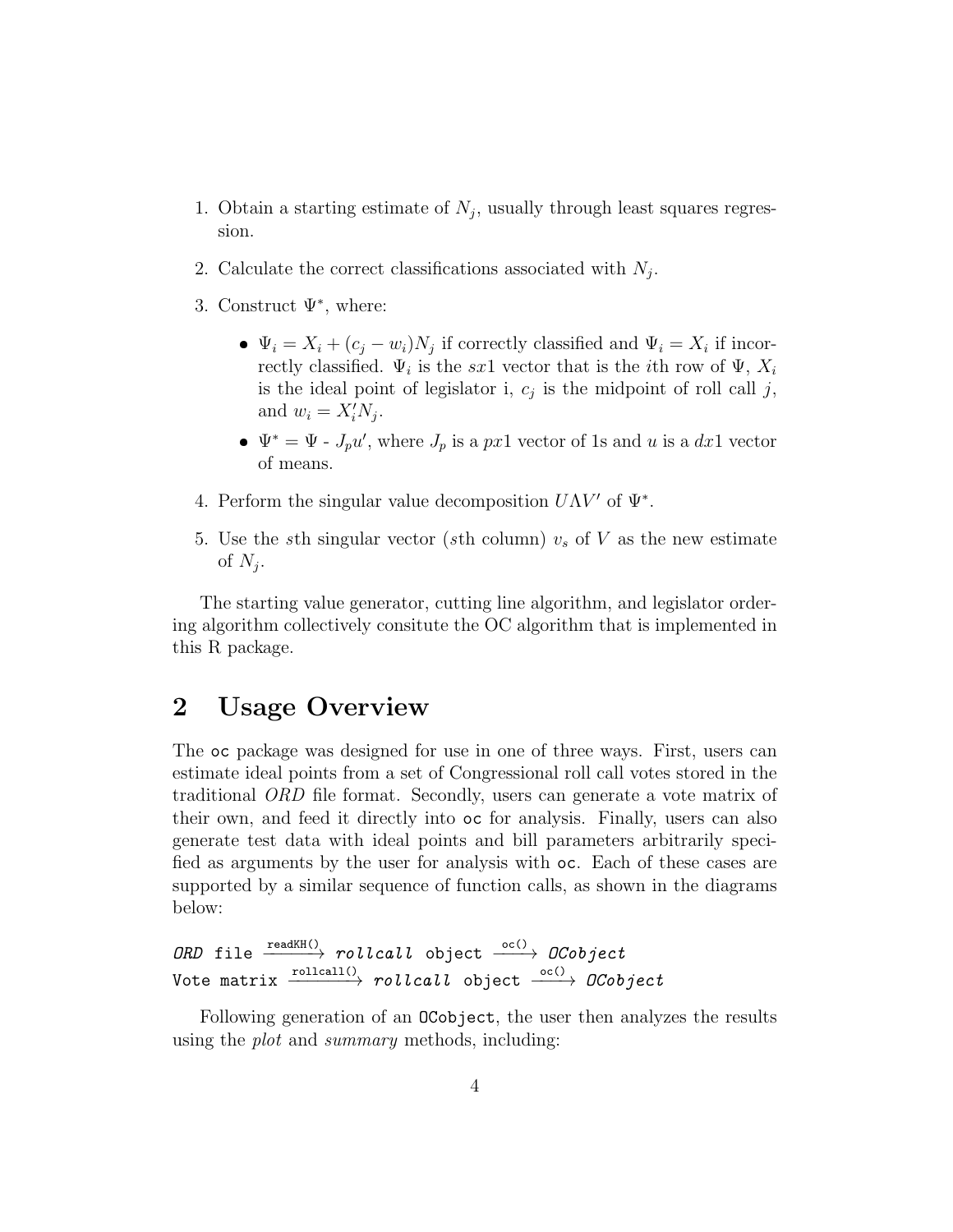1. Obtain a starting estimate of $N_j$, usually through least squares regression.
2. Calculate the correct classifications associated with $N_j$.
3. Construct $\Psi^*$, where:
   - $\Psi_i = X_i + (c_j - w_i)N_j$ if correctly classified and $\Psi_i = X_i$ if incorrectly classified. $\Psi_i$ is the $sx1$ vector that is the $i$th row of $\Psi$, $X_i$ is the ideal point of legislator i, $c_j$ is the midpoint of roll call $j$, and $w_i = X_i' N_j$.
   - $\Psi^* = \Psi$ - $J_p u'$, where $J_p$ is a $px1$ vector of 1s and $u$ is a $dx1$ vector of means.
4. Perform the singular value decomposition $U\Lambda V'$ of $\Psi^*$.
5. Use the $s$th singular vector ($s$th column) $v_s$ of $V$ as the new estimate of $N_j$.

The starting value generator, cutting line algorithm, and legislator ordering algorithm collectively consitute the OC algorithm that is implemented in this R package.

## 2 Usage Overview

The `oc` package was designed for use in one of three ways. First, users can estimate ideal points from a set of Congressional roll call votes stored in the traditional *ORD* file format. Secondly, users can generate a vote matrix of their own, and feed it directly into `oc` for analysis. Finally, users can also generate test data with ideal points and bill parameters arbitrarily specified as arguments by the user for analysis with `oc`. Each of these cases are supported by a similar sequence of function calls, as shown in the diagrams below:

*ORD* `file` $\xrightarrow{\texttt{readKH()}}$ ***rollcall*** `object` $\xrightarrow{\texttt{oc()}}$ ***OCobject***
`Vote matrix` $\xrightarrow{\texttt{rollcall()}}$ ***rollcall*** `object` $\xrightarrow{\texttt{oc()}}$ ***OCobject***

Following generation of an `OCobject`, the user then analyzes the results using the *plot* and *summary* methods, including: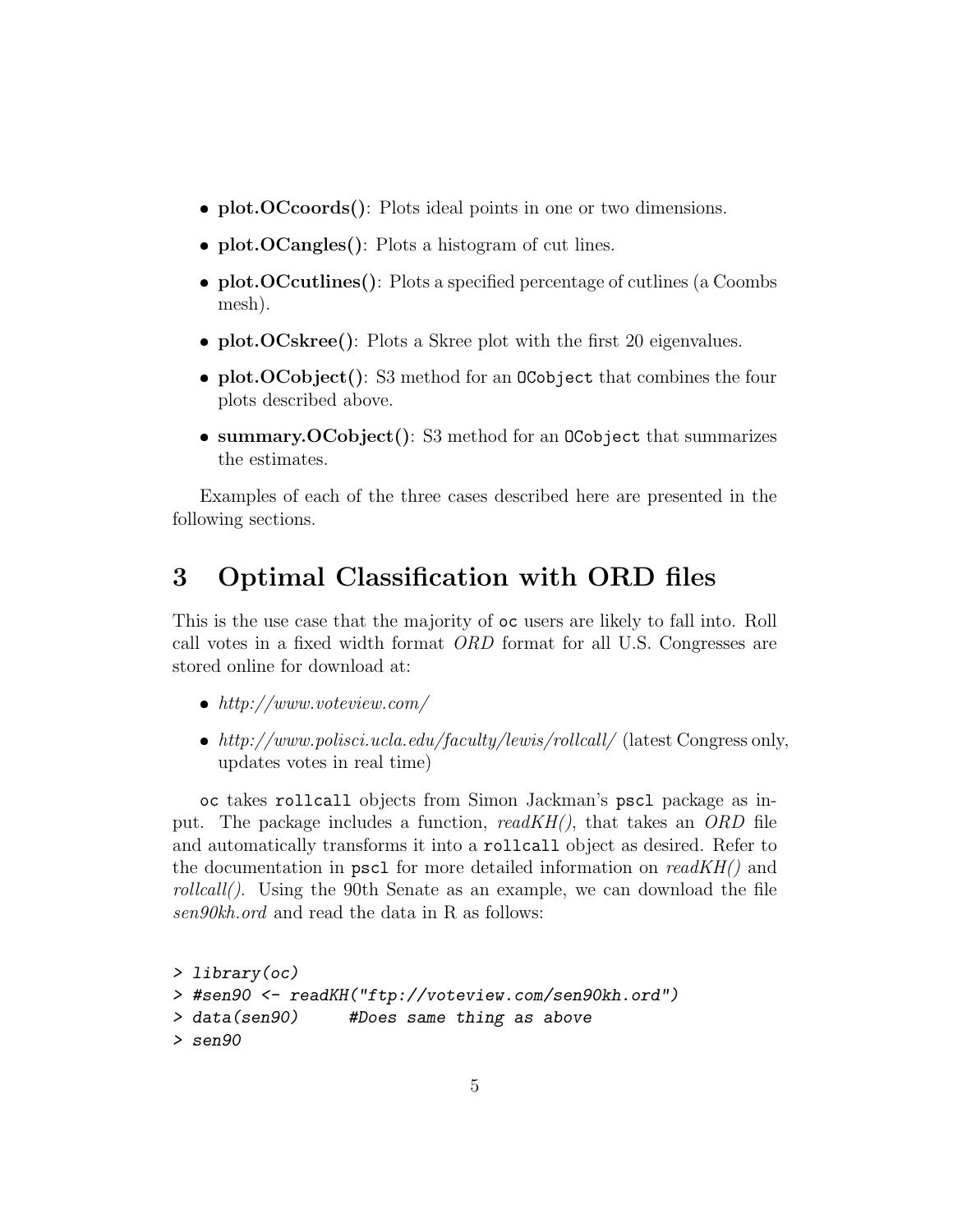- **plot.OCcoords()**: Plots ideal points in one or two dimensions.
- **plot.OCangles()**: Plots a histogram of cut lines.
- **plot.OCcutlines()**: Plots a specified percentage of cutlines (a Coombs mesh).
- **plot.OCskree()**: Plots a Skree plot with the first 20 eigenvalues.
- **plot.OCobject()**: S3 method for an `OCobject` that combines the four plots described above.
- **summary.OCobject()**: S3 method for an `OCobject` that summarizes the estimates.

Examples of each of the three cases described here are presented in the following sections.

# 3 Optimal Classification with ORD files

This is the use case that the majority of `oc` users are likely to fall into. Roll call votes in a fixed width format *ORD* format for all U.S. Congresses are stored online for download at:

- *http://www.voteview.com/*
- *http://www.polisci.ucla.edu/faculty/lewis/rollcall/* (latest Congress only, updates votes in real time)

`oc` takes `rollcall` objects from Simon Jackman's `pscl` package as input. The package includes a function, *readKH()*, that takes an *ORD* file and automatically transforms it into a `rollcall` object as desired. Refer to the documentation in `pscl` for more detailed information on *readKH()* and *rollcall()*. Using the 90th Senate as an example, we can download the file *sen90kh.ord* and read the data in R as follows:

```
> library(oc)
> #sen90 <- readKH("ftp://voteview.com/sen90kh.ord")
> data(sen90)     #Does same thing as above
> sen90
```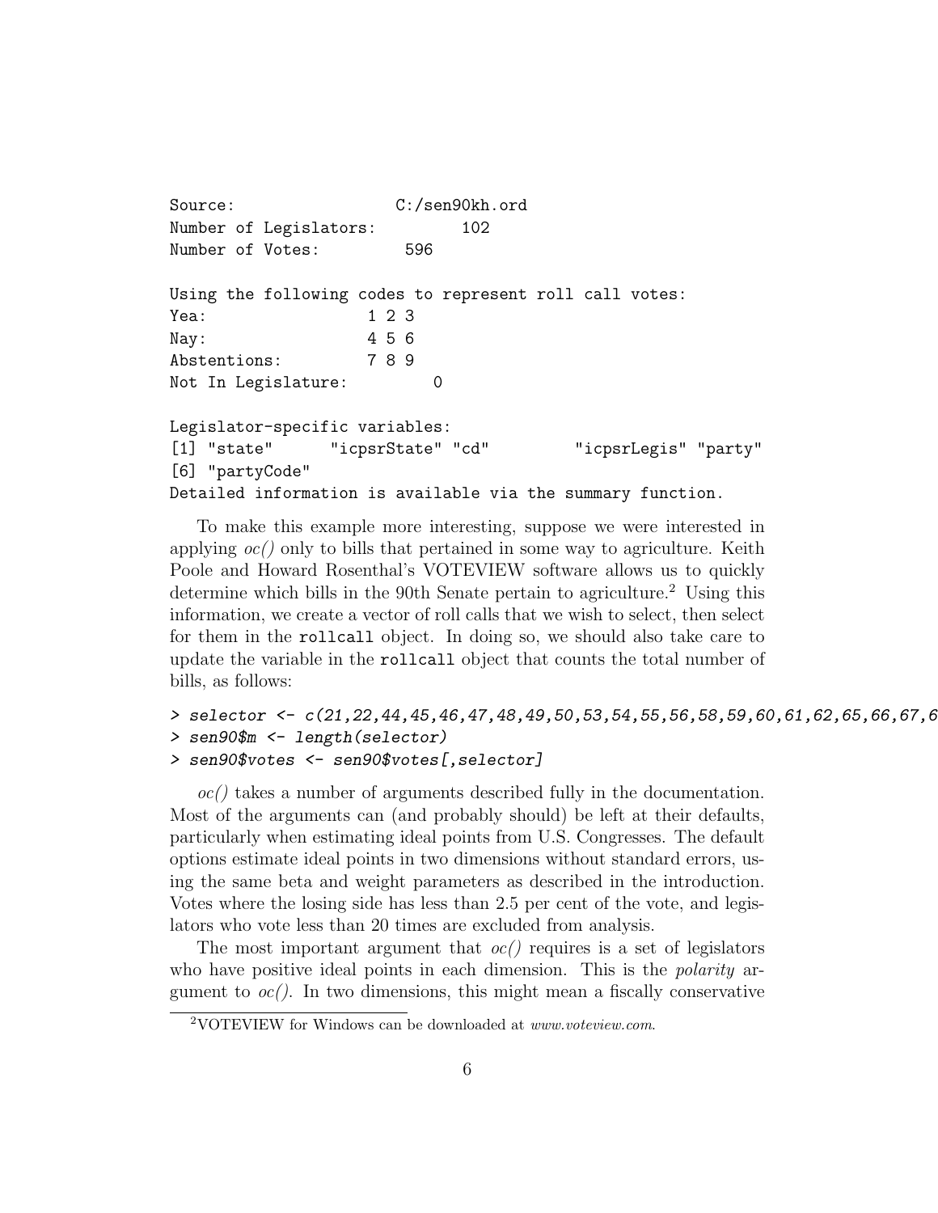```
Source:                 C:/sen90kh.ord
Number of Legislators:        102
Number of Votes:         596

Using the following codes to represent roll call votes:
Yea:                1 2 3
Nay:                4 5 6
Abstentions:        7 8 9
Not In Legislature:        0

Legislator-specific variables:
[1] "state"      "icpsrState" "cd"         "icpsrLegis" "party"
[6] "partyCode"
Detailed information is available via the summary function.
```

To make this example more interesting, suppose we were interested in applying *oc()* only to bills that pertained in some way to agriculture. Keith Poole and Howard Rosenthal's VOTEVIEW software allows us to quickly determine which bills in the 90th Senate pertain to agriculture.[2] Using this information, we create a vector of roll calls that we wish to select, then select for them in the `rollcall` object. In doing so, we should also take care to update the variable in the `rollcall` object that counts the total number of bills, as follows:

```
> selector <- c(21,22,44,45,46,47,48,49,50,53,54,55,56,58,59,60,61,62,65,66,67,6
> sen90$m <- length(selector)
> sen90$votes <- sen90$votes[,selector]
```

*oc()* takes a number of arguments described fully in the documentation. Most of the arguments can (and probably should) be left at their defaults, particularly when estimating ideal points from U.S. Congresses. The default options estimate ideal points in two dimensions without standard errors, using the same beta and weight parameters as described in the introduction. Votes where the losing side has less than 2.5 per cent of the vote, and legislators who vote less than 20 times are excluded from analysis.

The most important argument that *oc()* requires is a set of legislators who have positive ideal points in each dimension. This is the *polarity* argument to *oc()*. In two dimensions, this might mean a fiscally conservative

[2] VOTEVIEW for Windows can be downloaded at *www.voteview.com*.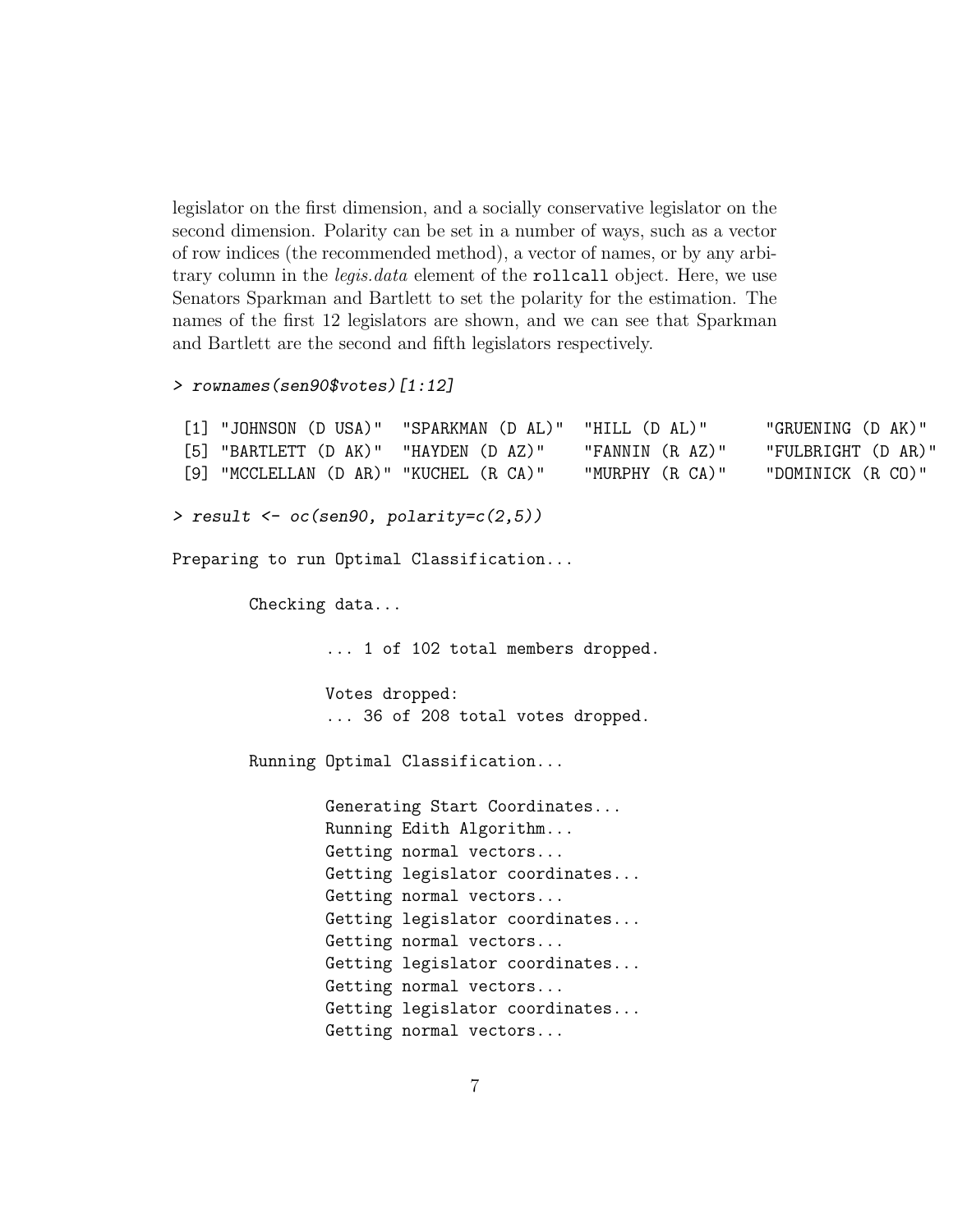legislator on the first dimension, and a socially conservative legislator on the second dimension. Polarity can be set in a number of ways, such as a vector of row indices (the recommended method), a vector of names, or by any arbitrary column in the *legis.data* element of the `rollcall` object. Here, we use Senators Sparkman and Bartlett to set the polarity for the estimation. The names of the first 12 legislators are shown, and we can see that Sparkman and Bartlett are the second and fifth legislators respectively.

```
> rownames(sen90$votes)[1:12]

 [1] "JOHNSON (D USA)"  "SPARKMAN (D AL)"  "HILL (D AL)"      "GRUENING (D AK)"
 [5] "BARTLETT (D AK)"  "HAYDEN (D AZ)"    "FANNIN (R AZ)"    "FULBRIGHT (D AR)"
 [9] "MCCLELLAN (D AR)" "KUCHEL (R CA)"    "MURPHY (R CA)"    "DOMINICK (R CO)"

> result <- oc(sen90, polarity=c(2,5))

Preparing to run Optimal Classification...

        Checking data...

                ... 1 of 102 total members dropped.

                Votes dropped:
                ... 36 of 208 total votes dropped.

        Running Optimal Classification...

                Generating Start Coordinates...
                Running Edith Algorithm...
                Getting normal vectors...
                Getting legislator coordinates...
                Getting normal vectors...
                Getting legislator coordinates...
                Getting normal vectors...
                Getting legislator coordinates...
                Getting normal vectors...
                Getting legislator coordinates...
                Getting normal vectors...
```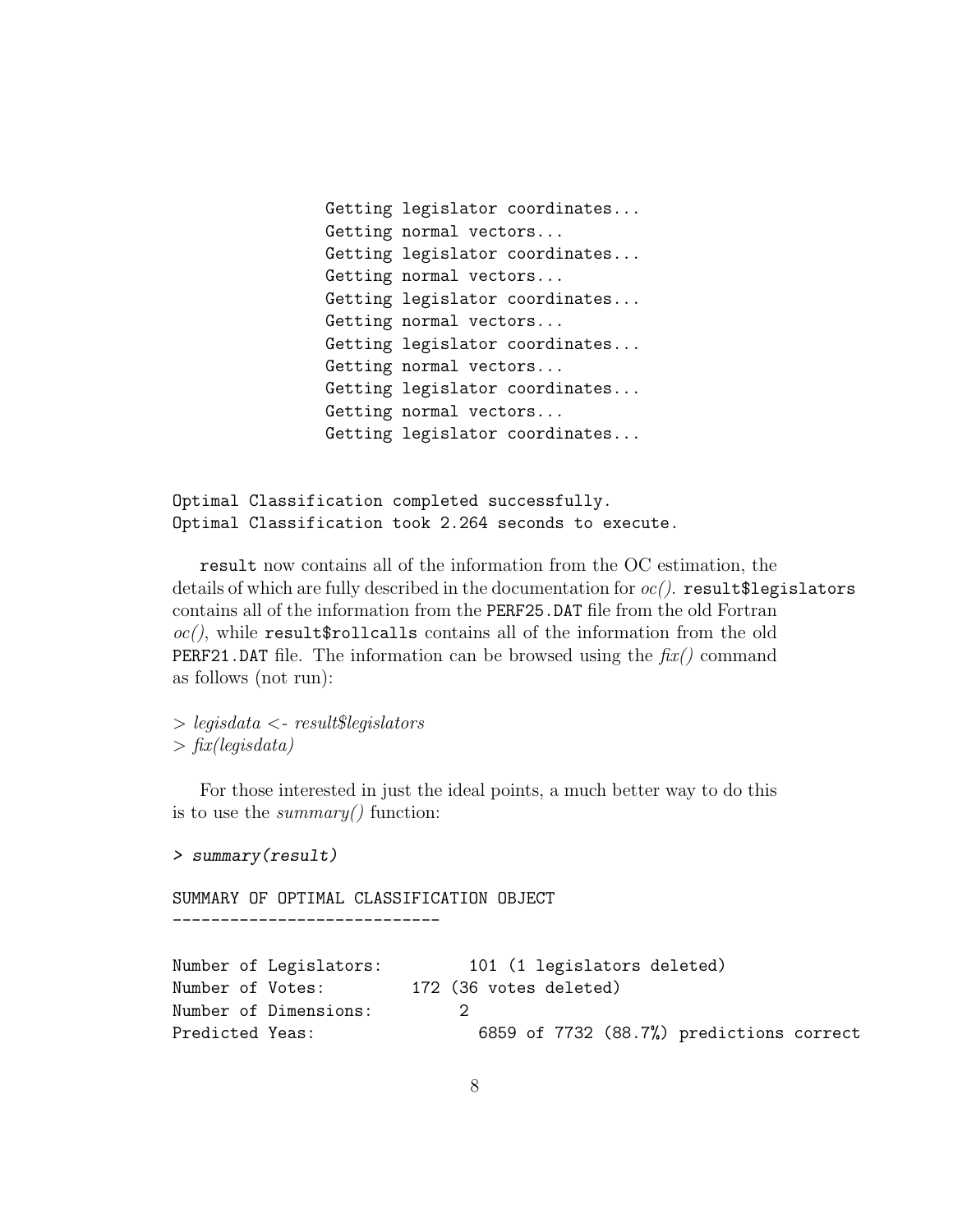```
Getting legislator coordinates...
Getting normal vectors...
Getting legislator coordinates...
Getting normal vectors...
Getting legislator coordinates...
Getting normal vectors...
Getting legislator coordinates...
Getting normal vectors...
Getting legislator coordinates...
Getting normal vectors...
Getting legislator coordinates...


Optimal Classification completed successfully.
Optimal Classification took 2.264 seconds to execute.
```

`result` now contains all of the information from the OC estimation, the details of which are fully described in the documentation for *oc()*. `result$legislators` contains all of the information from the `PERF25.DAT` file from the old Fortran *oc()*, while `result$rollcalls` contains all of the information from the old `PERF21.DAT` file. The information can be browsed using the *fix()* command as follows (not run):

```
> legisdata <- result$legislators
> fix(legisdata)
```

For those interested in just the ideal points, a much better way to do this is to use the *summary()* function:

```
> summary(result)

SUMMARY OF OPTIMAL CLASSIFICATION OBJECT
----------------------------

Number of Legislators:         101 (1 legislators deleted)
Number of Votes:         172 (36 votes deleted)
Number of Dimensions:         2
Predicted Yeas:                6859 of 7732 (88.7%) predictions correct
```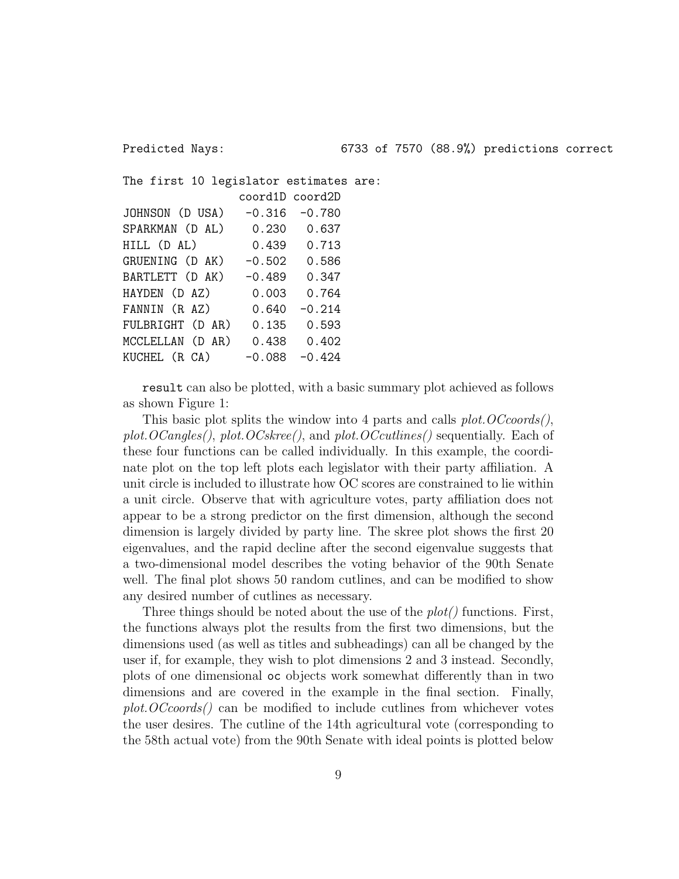```
Predicted Nays:                 6733 of 7570 (88.9%) predictions correct

The first 10 legislator estimates are:
                   coord1D coord2D
JOHNSON (D USA)     -0.316  -0.780
SPARKMAN (D AL)      0.230   0.637
HILL (D AL)          0.439   0.713
GRUENING (D AK)     -0.502   0.586
BARTLETT (D AK)     -0.489   0.347
HAYDEN (D AZ)        0.003   0.764
FANNIN (R AZ)        0.640  -0.214
FULBRIGHT (D AR)     0.135   0.593
MCCLELLAN (D AR)     0.438   0.402
KUCHEL (R CA)       -0.088  -0.424
```

`result` can also be plotted, with a basic summary plot achieved as follows as shown Figure 1:

This basic plot splits the window into 4 parts and calls *plot.OCcoords()*, *plot.OCangles()*, *plot.OCskree()*, and *plot.OCcutlines()* sequentially. Each of these four functions can be called individually. In this example, the coordinate plot on the top left plots each legislator with their party affiliation. A unit circle is included to illustrate how OC scores are constrained to lie within a unit circle. Observe that with agriculture votes, party affiliation does not appear to be a strong predictor on the first dimension, although the second dimension is largely divided by party line. The skree plot shows the first 20 eigenvalues, and the rapid decline after the second eigenvalue suggests that a two-dimensional model describes the voting behavior of the 90th Senate well. The final plot shows 50 random cutlines, and can be modified to show any desired number of cutlines as necessary.

Three things should be noted about the use of the *plot()* functions. First, the functions always plot the results from the first two dimensions, but the dimensions used (as well as titles and subheadings) can all be changed by the user if, for example, they wish to plot dimensions 2 and 3 instead. Secondly, plots of one dimensional `oc` objects work somewhat differently than in two dimensions and are covered in the example in the final section. Finally, *plot.OCcoords()* can be modified to include cutlines from whichever votes the user desires. The cutline of the 14th agricultural vote (corresponding to the 58th actual vote) from the 90th Senate with ideal points is plotted below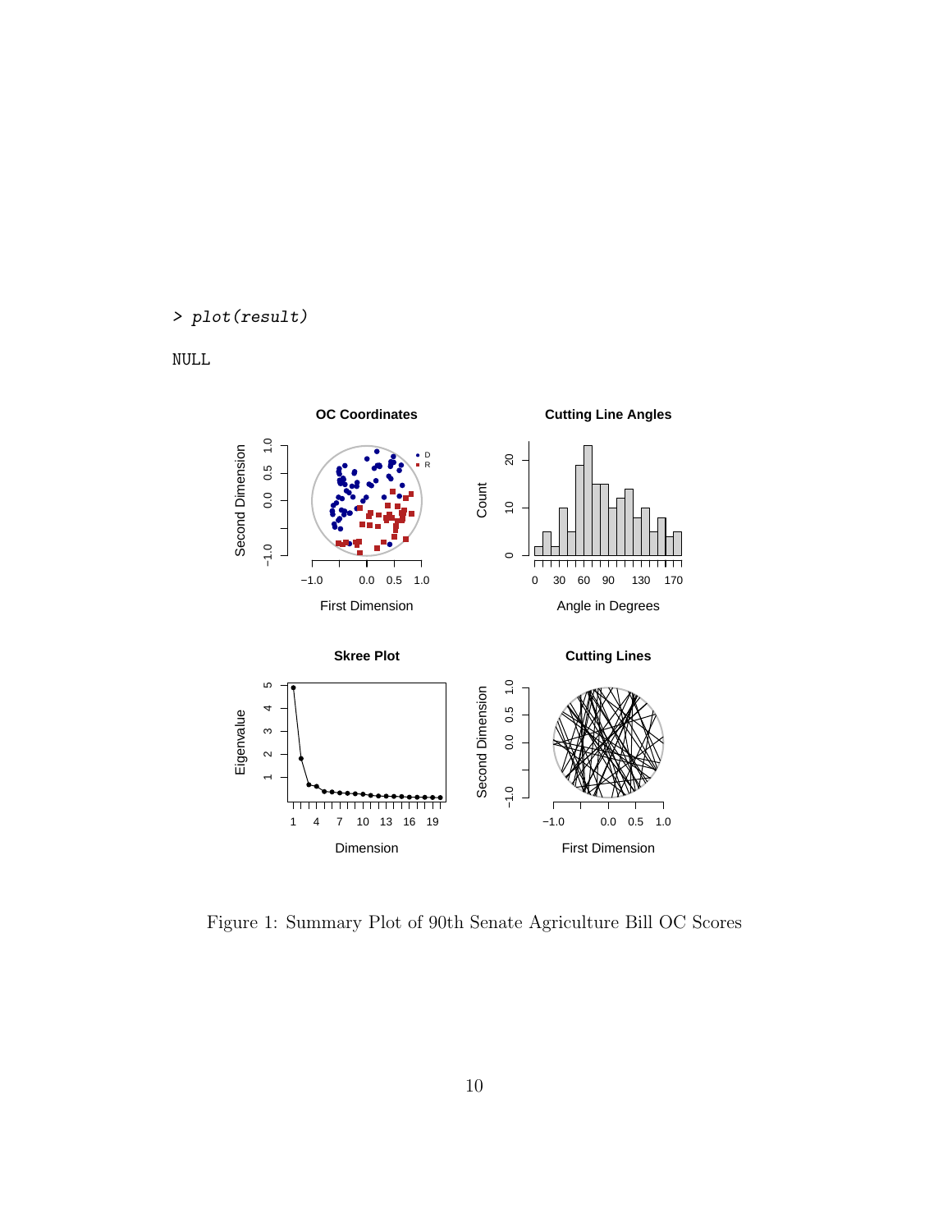```
> plot(result)

NULL
```

Figure 1: Summary Plot of 90th Senate Agriculture Bill OC Scores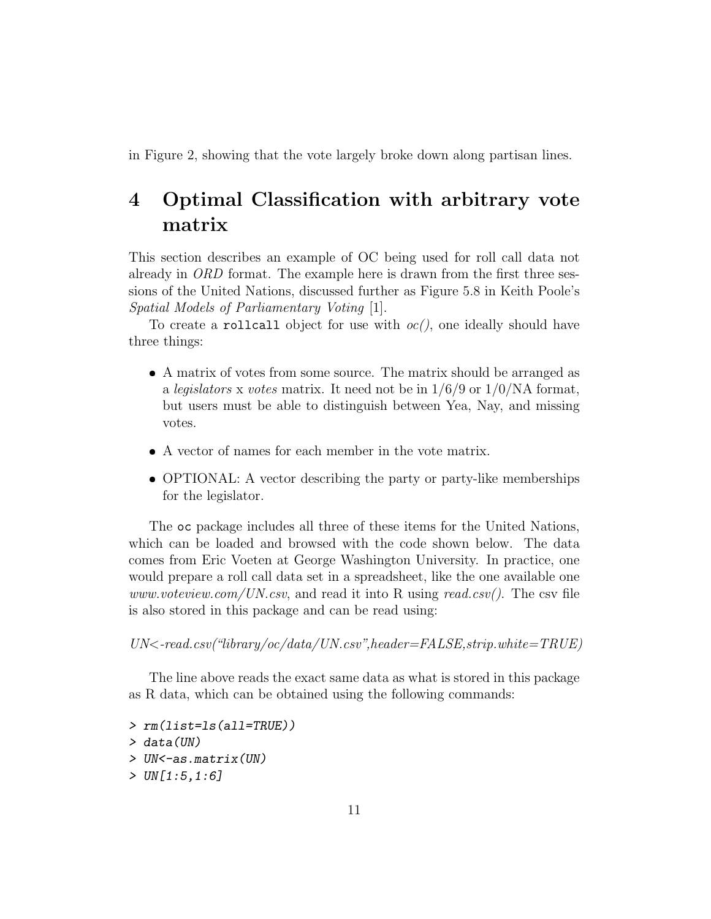in Figure 2, showing that the vote largely broke down along partisan lines.

# 4 Optimal Classification with arbitrary vote matrix

This section describes an example of OC being used for roll call data not already in *ORD* format. The example here is drawn from the first three sessions of the United Nations, discussed further as Figure 5.8 in Keith Poole's *Spatial Models of Parliamentary Voting* [1].

To create a `rollcall` object for use with *oc()*, one ideally should have three things:

- A matrix of votes from some source. The matrix should be arranged as a *legislators* x *votes* matrix. It need not be in 1/6/9 or 1/0/NA format, but users must be able to distinguish between Yea, Nay, and missing votes.
- A vector of names for each member in the vote matrix.
- OPTIONAL: A vector describing the party or party-like memberships for the legislator.

The `oc` package includes all three of these items for the United Nations, which can be loaded and browsed with the code shown below. The data comes from Eric Voeten at George Washington University. In practice, one would prepare a roll call data set in a spreadsheet, like the one available one *www.voteview.com/UN.csv*, and read it into R using *read.csv()*. The csv file is also stored in this package and can be read using:

*UN<-read.csv("library/oc/data/UN.csv",header=FALSE,strip.white=TRUE)*

The line above reads the exact same data as what is stored in this package as R data, which can be obtained using the following commands:

```
> rm(list=ls(all=TRUE))
> data(UN)
> UN<-as.matrix(UN)
> UN[1:5,1:6]
```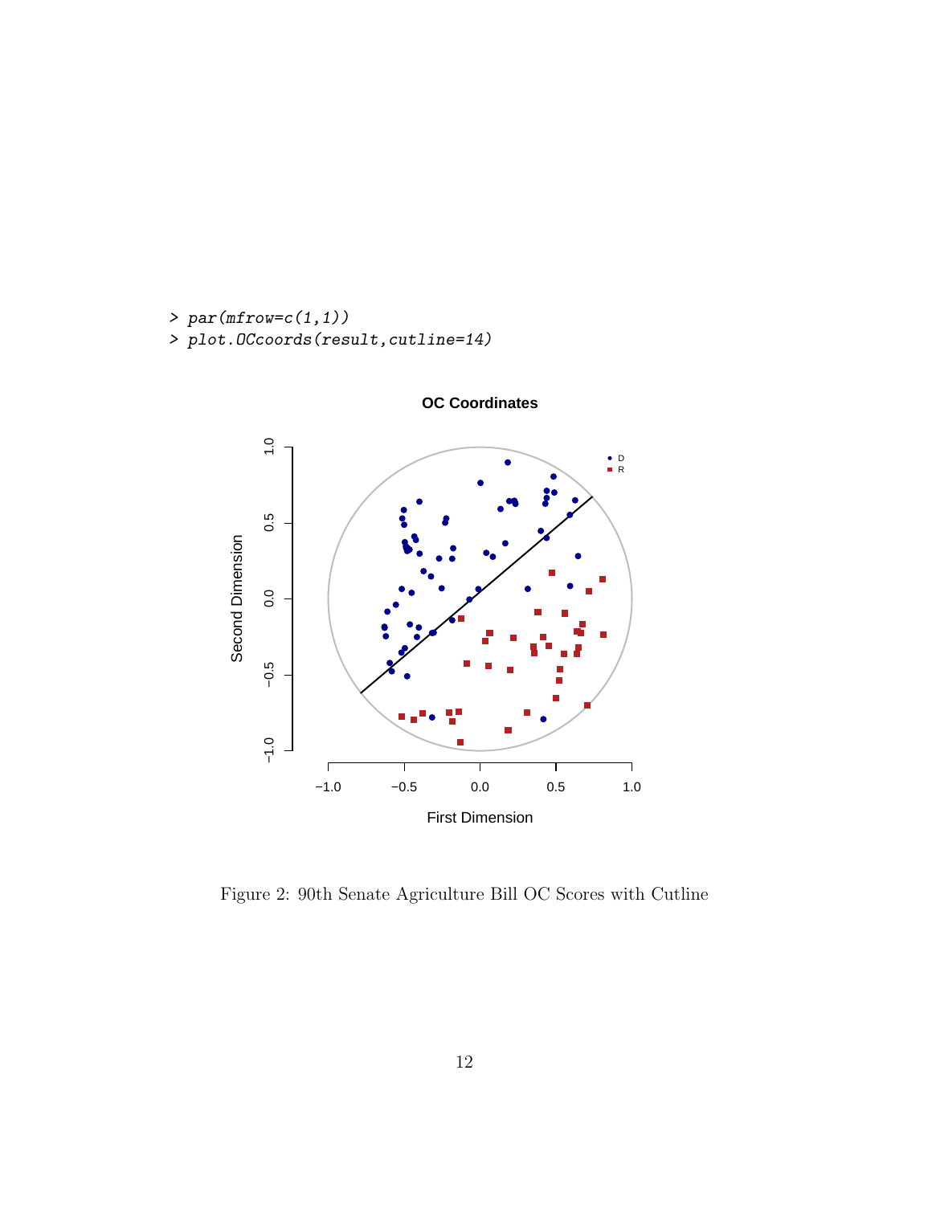```
> par(mfrow=c(1,1))
> plot.OCcoords(result,cutline=14)
```

Figure 2: 90th Senate Agriculture Bill OC Scores with Cutline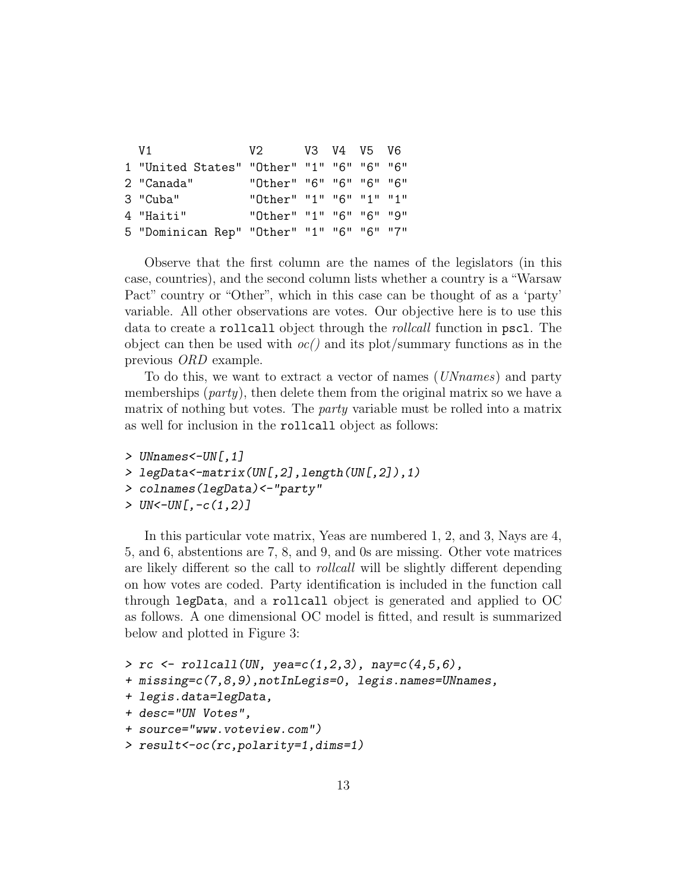```
  V1              V2      V3  V4  V5  V6
1 "United States" "Other" "1" "6" "6" "6"
2 "Canada"        "Other" "6" "6" "6" "6"
3 "Cuba"          "Other" "1" "6" "1" "1"
4 "Haiti"         "Other" "1" "6" "6" "9"
5 "Dominican Rep" "Other" "1" "6" "6" "7"
```

Observe that the first column are the names of the legislators (in this case, countries), and the second column lists whether a country is a "Warsaw Pact" country or "Other", which in this case can be thought of as a 'party' variable. All other observations are votes. Our objective here is to use this data to create a `rollcall` object through the *rollcall* function in `pscl`. The object can then be used with *oc()* and its plot/summary functions as in the previous *ORD* example.

To do this, we want to extract a vector of names (*UNnames*) and party memberships (*party*), then delete them from the original matrix so we have a matrix of nothing but votes. The *party* variable must be rolled into a matrix as well for inclusion in the `rollcall` object as follows:

```
> UNnames<-UN[,1]
> legData<-matrix(UN[,2],length(UN[,2]),1)
> colnames(legData)<-"party"
> UN<-UN[,-c(1,2)]
```

In this particular vote matrix, Yeas are numbered 1, 2, and 3, Nays are 4, 5, and 6, abstentions are 7, 8, and 9, and 0s are missing. Other vote matrices are likely different so the call to *rollcall* will be slightly different depending on how votes are coded. Party identification is included in the function call through `legData`, and a `rollcall` object is generated and applied to OC as follows. A one dimensional OC model is fitted, and result is summarized below and plotted in Figure 3:

```
> rc <- rollcall(UN, yea=c(1,2,3), nay=c(4,5,6),
+ missing=c(7,8,9),notInLegis=0, legis.names=UNnames,
+ legis.data=legData,
+ desc="UN Votes",
+ source="www.voteview.com")
> result<-oc(rc,polarity=1,dims=1)
```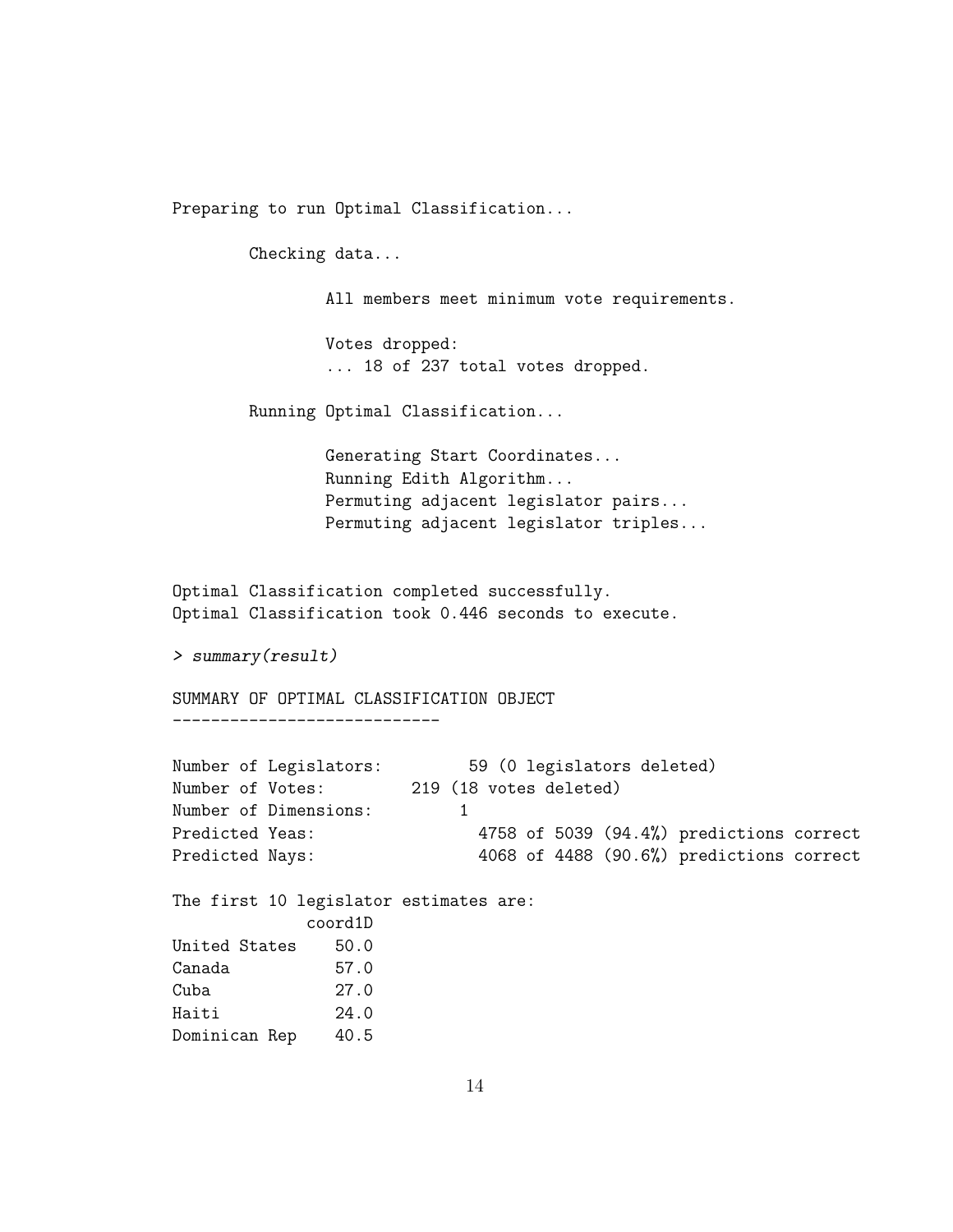```
Preparing to run Optimal Classification...

        Checking data...

                All members meet minimum vote requirements.

                Votes dropped:
                ... 18 of 237 total votes dropped.

        Running Optimal Classification...

                Generating Start Coordinates...
                Running Edith Algorithm...
                Permuting adjacent legislator pairs...
                Permuting adjacent legislator triples...


Optimal Classification completed successfully.
Optimal Classification took 0.446 seconds to execute.

> summary(result)

SUMMARY OF OPTIMAL CLASSIFICATION OBJECT
----------------------------

Number of Legislators:         59 (0 legislators deleted)
Number of Votes:        219 (18 votes deleted)
Number of Dimensions:        1
Predicted Yeas:                4758 of 5039 (94.4%) predictions correct
Predicted Nays:                4068 of 4488 (90.6%) predictions correct

The first 10 legislator estimates are:
              coord1D
United States    50.0
Canada           57.0
Cuba             27.0
Haiti            24.0
Dominican Rep    40.5
```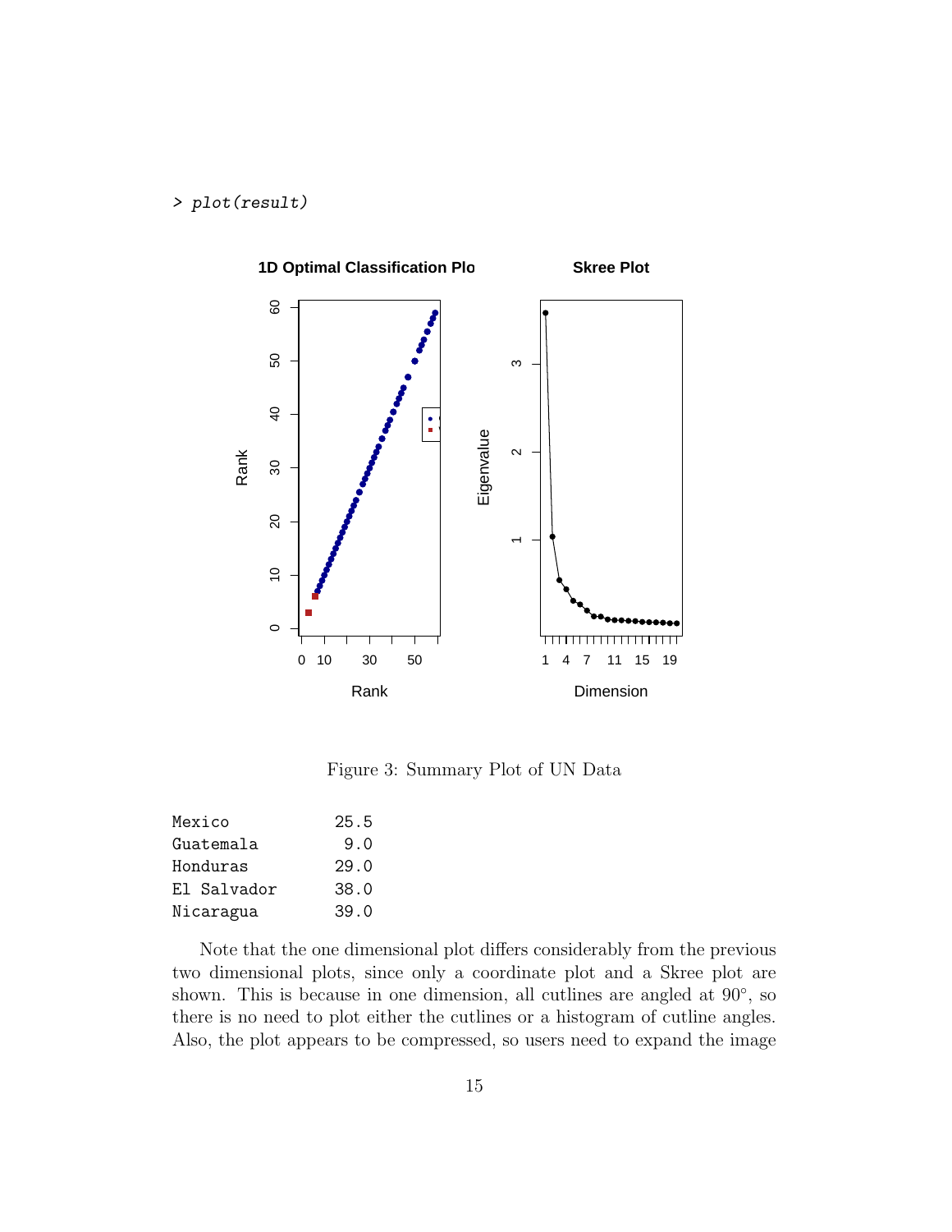```
> plot(result)
```

Figure 3: Summary Plot of UN Data

```
Mexico          25.5
Guatemala        9.0
Honduras        29.0
El Salvador     38.0
Nicaragua       39.0
```

Note that the one dimensional plot differs considerably from the previous two dimensional plots, since only a coordinate plot and a Skree plot are shown. This is because in one dimension, all cutlines are angled at 90°, so there is no need to plot either the cutlines or a histogram of cutline angles. Also, the plot appears to be compressed, so users need to expand the image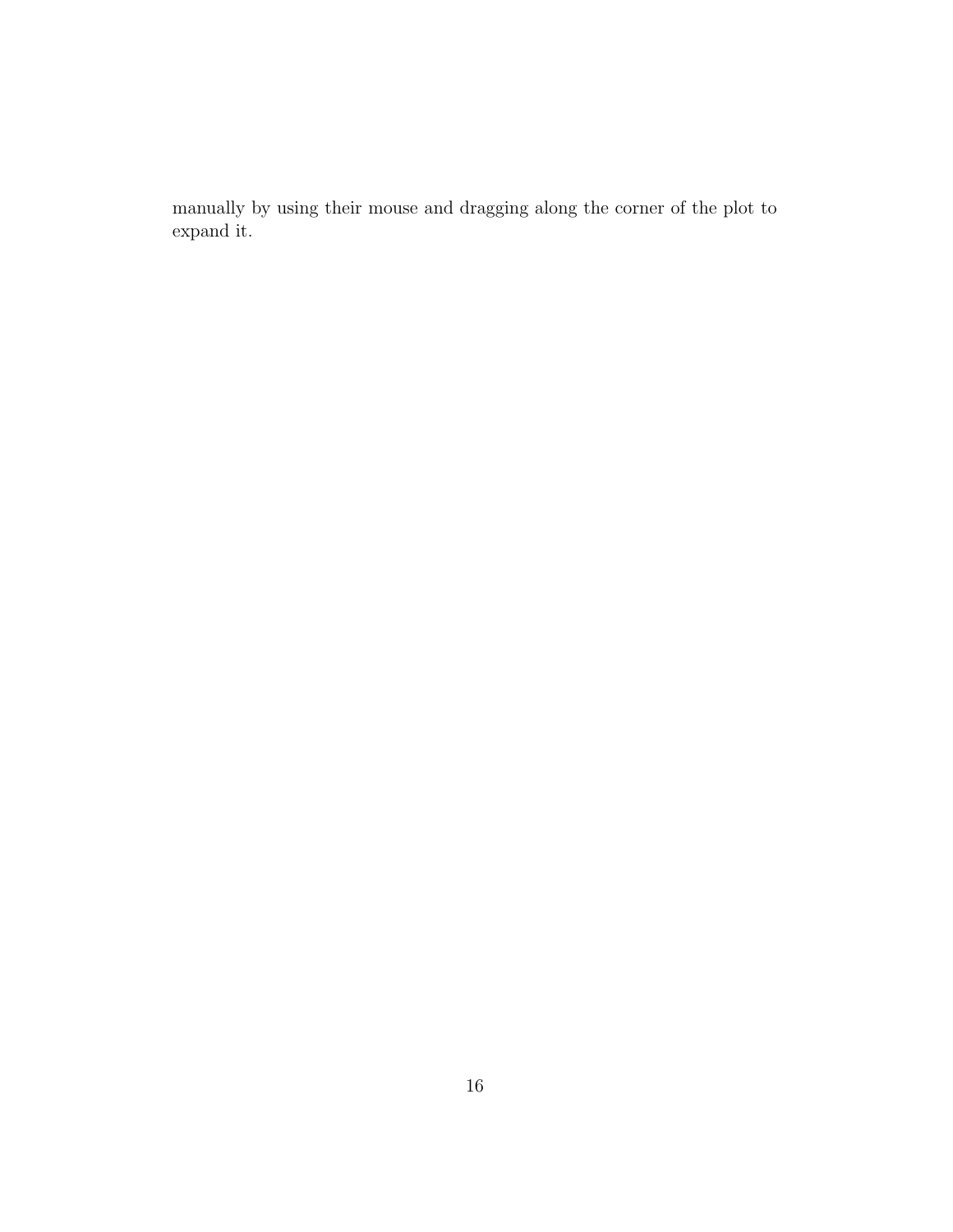manually by using their mouse and dragging along the corner of the plot to expand it.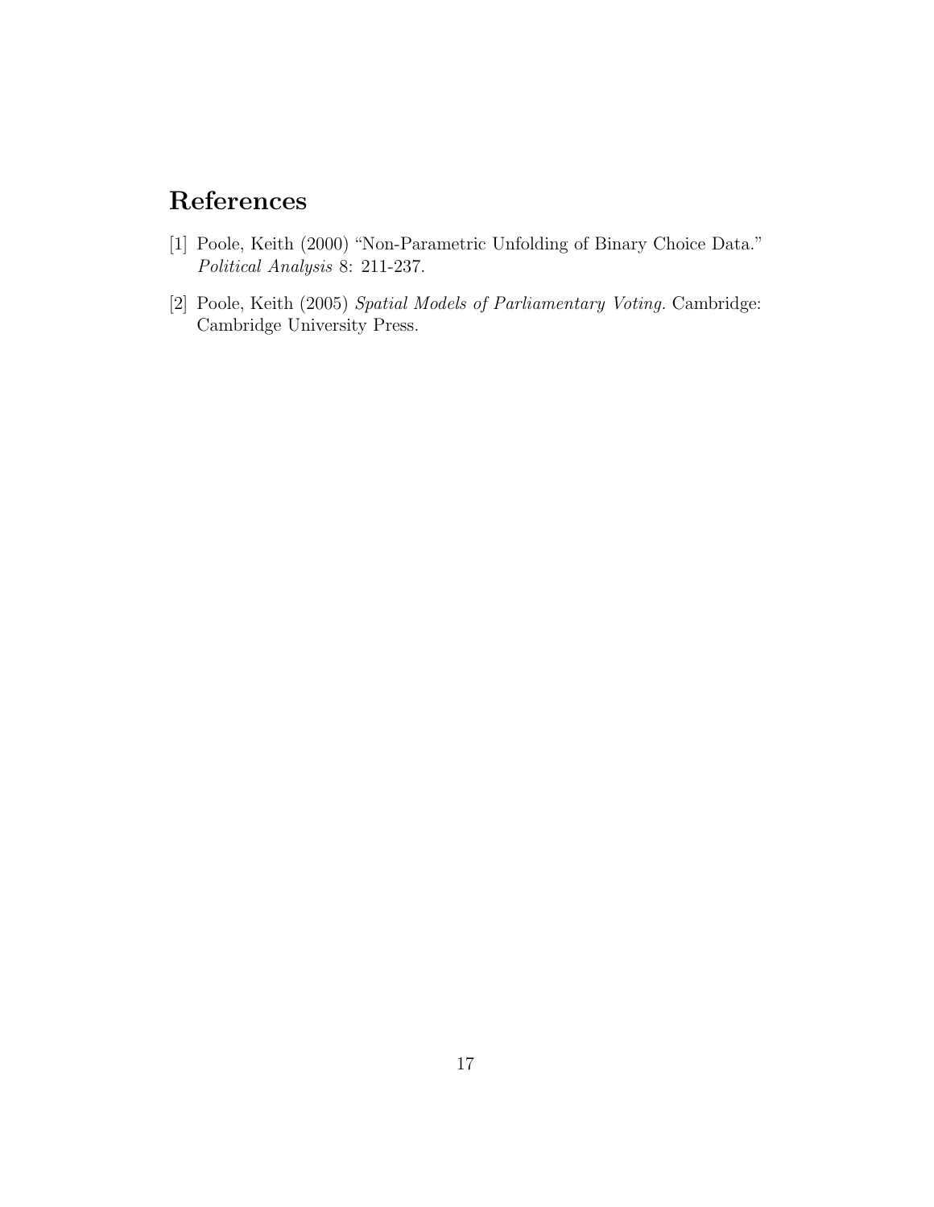# References

[1] Poole, Keith (2000) "Non-Parametric Unfolding of Binary Choice Data." *Political Analysis* 8: 211-237.

[2] Poole, Keith (2005) *Spatial Models of Parliamentary Voting.* Cambridge: Cambridge University Press.